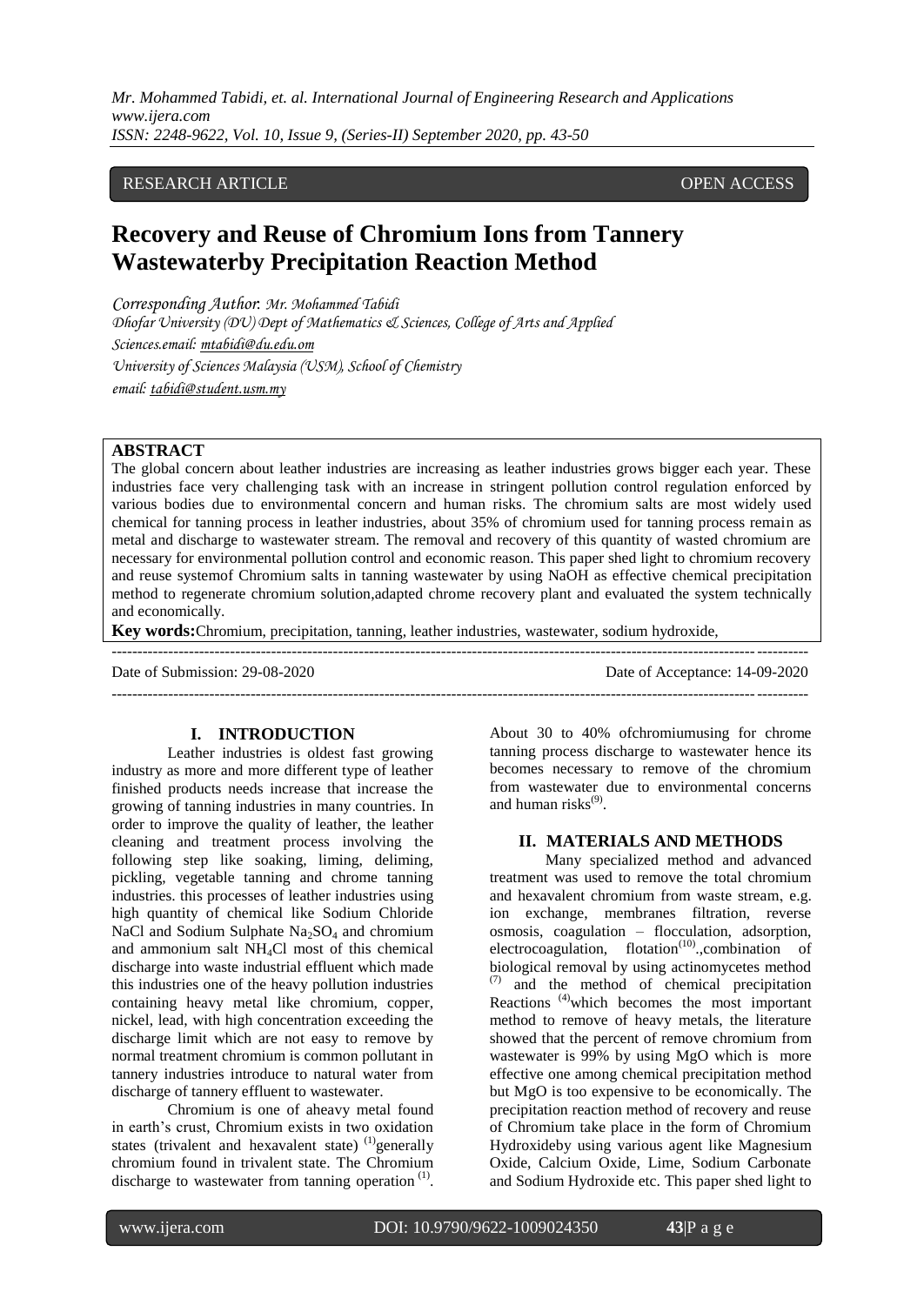RESEARCH ARTICLE OPEN ACCESS

# Recovery and Reuse of Chromium Ions from Tannery Wastewaterby Precipitation Reaction Method

*Corresponding Author: Mr. Mohammed Tabidi*
*Dhofar University (DU) Dept of Mathematics & Sciences, College of Arts and Applied Sciences.email: mtabidi@du.edu.om*
*University of Sciences Malaysia (USM), School of Chemistry*
*email: tabidi@student.usm.my*

## ABSTRACT

The global concern about leather industries are increasing as leather industries grows bigger each year. These industries face very challenging task with an increase in stringent pollution control regulation enforced by various bodies due to environmental concern and human risks. The chromium salts are most widely used chemical for tanning process in leather industries, about 35% of chromium used for tanning process remain as metal and discharge to wastewater stream. The removal and recovery of this quantity of wasted chromium are necessary for environmental pollution control and economic reason. This paper shed light to chromium recovery and reuse systemof Chromium salts in tanning wastewater by using NaOH as effective chemical precipitation method to regenerate chromium solution,adapted chrome recovery plant and evaluated the system technically and economically.

**Key words:**Chromium, precipitation, tanning, leather industries, wastewater, sodium hydroxide,

Date of Submission: 29-08-2020 Date of Acceptance: 14-09-2020

## I. INTRODUCTION

Leather industries is oldest fast growing industry as more and more different type of leather finished products needs increase that increase the growing of tanning industries in many countries. In order to improve the quality of leather, the leather cleaning and treatment process involving the following step like soaking, liming, deliming, pickling, vegetable tanning and chrome tanning industries. this processes of leather industries using high quantity of chemical like Sodium Chloride NaCl and Sodium Sulphate $Na_2SO_4$ and chromium and ammonium salt $NH_4Cl$ most of this chemical discharge into waste industrial effluent which made this industries one of the heavy pollution industries containing heavy metal like chromium, copper, nickel, lead, with high concentration exceeding the discharge limit which are not easy to remove by normal treatment chromium is common pollutant in tannery industries introduce to natural water from discharge of tannery effluent to wastewater.

Chromium is one of aheavy metal found in earth's crust, Chromium exists in two oxidation states (trivalent and hexavalent state) [1]generally chromium found in trivalent state. The Chromium discharge to wastewater from tanning operation [1]. About 30 to 40% ofchromiumusing for chrome tanning process discharge to wastewater hence its becomes necessary to remove of the chromium from wastewater due to environmental concerns and human risks[9].

## II. MATERIALS AND METHODS

Many specialized method and advanced treatment was used to remove the total chromium and hexavalent chromium from waste stream, e.g. ion exchange, membranes filtration, reverse osmosis, coagulation – flocculation, adsorption, electrocoagulation, flotation[10].,combination of biological removal by using actinomycetes method [7] and the method of chemical precipitation Reactions [4]which becomes the most important method to remove of heavy metals, the literature showed that the percent of remove chromium from wastewater is 99% by using MgO which is more effective one among chemical precipitation method but MgO is too expensive to be economically. The precipitation reaction method of recovery and reuse of Chromium take place in the form of Chromium Hydroxideby using various agent like Magnesium Oxide, Calcium Oxide, Lime, Sodium Carbonate and Sodium Hydroxide etc. This paper shed light to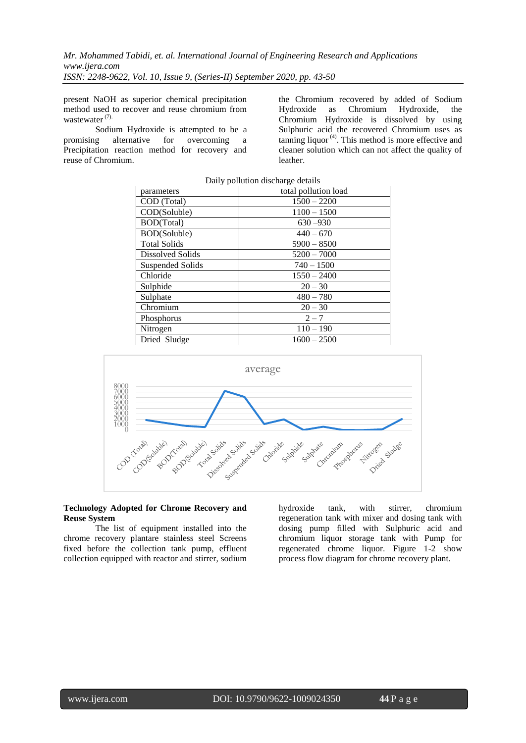present NaOH as superior chemical precipitation method used to recover and reuse chromium from wastewater [7].

Sodium Hydroxide is attempted to be a promising alternative for overcoming a Precipitation reaction method for recovery and reuse of Chromium.

the Chromium recovered by added of Sodium Hydroxide as Chromium Hydroxide, the Chromium Hydroxide is dissolved by using Sulphuric acid the recovered Chromium uses as tanning liquor [4]. This method is more effective and cleaner solution which can not affect the quality of leather.

Daily pollution discharge details

| parameters | total pollution load |
|---|---|
| COD (Total) | 1500 – 2200 |
| COD(Soluble) | 1100 – 1500 |
| BOD(Total) | 630 –930 |
| BOD(Soluble) | 440 – 670 |
| Total Solids | 5900 – 8500 |
| Dissolved Solids | 5200 – 7000 |
| Suspended Solids | 740 – 1500 |
| Chloride | 1550 – 2400 |
| Sulphide | 20 – 30 |
| Sulphate | 480 – 780 |
| Chromium | 20 – 30 |
| Phosphorus | 2 – 7 |
| Nitrogen | 110 – 190 |
| Dried Sludge | 1600 – 2500 |

## Technology Adopted for Chrome Recovery and Reuse System

The list of equipment installed into the chrome recovery plantare stainless steel Screens fixed before the collection tank pump, effluent collection equipped with reactor and stirrer, sodium hydroxide tank, with stirrer, chromium regeneration tank with mixer and dosing tank with dosing pump filled with Sulphuric acid and chromium liquor storage tank with Pump for regenerated chrome liquor. Figure 1-2 show process flow diagram for chrome recovery plant.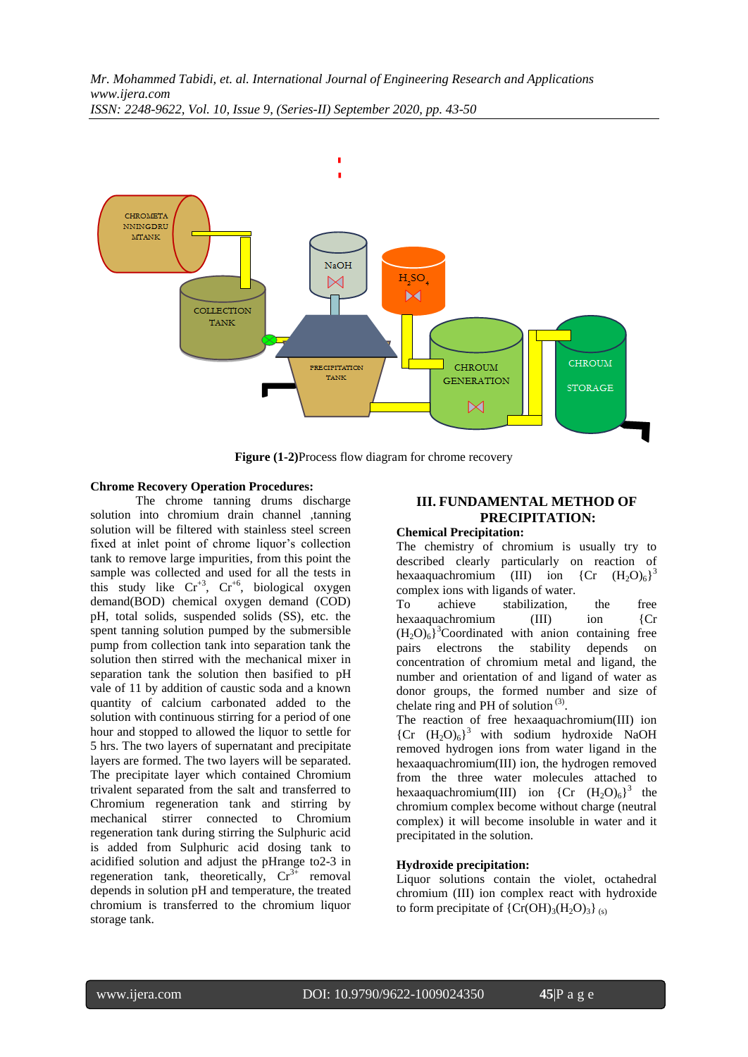**Figure (1-2)**Process flow diagram for chrome recovery

**Chrome Recovery Operation Procedures:**

The chrome tanning drums discharge solution into chromium drain channel ,tanning solution will be filtered with stainless steel screen fixed at inlet point of chrome liquor's collection tank to remove large impurities, from this point the sample was collected and used for all the tests in this study like $Cr^{+3}$, $Cr^{+6}$, biological oxygen demand(BOD) chemical oxygen demand (COD) pH, total solids, suspended solids (SS), etc. the spent tanning solution pumped by the submersible pump from collection tank into separation tank the solution then stirred with the mechanical mixer in separation tank the solution then basified to pH vale of 11 by addition of caustic soda and a known quantity of calcium carbonated added to the solution with continuous stirring for a period of one hour and stopped to allowed the liquor to settle for 5 hrs. The two layers of supernatant and precipitate layers are formed. The two layers will be separated. The precipitate layer which contained Chromium trivalent separated from the salt and transferred to Chromium regeneration tank and stirring by mechanical stirrer connected to Chromium regeneration tank during stirring the Sulphuric acid is added from Sulphuric acid dosing tank to acidified solution and adjust the pHrange to2-3 in regeneration tank, theoretically, $Cr^{3+}$ removal depends in solution pH and temperature, the treated chromium is transferred to the chromium liquor storage tank.

## III. FUNDAMENTAL METHOD OF PRECIPITATION:

**Chemical Precipitation:**

The chemistry of chromium is usually try to described clearly particularly on reaction of hexaaquachromium (III) ion $\{Cr\ (H_2O)_6\}^3$ complex ions with ligands of water.

To achieve stabilization, the free hexaaquachromium (III) ion $\{Cr\ (H_2O)_6\}^3$Coordinated with anion containing free pairs electrons the stability depends on concentration of chromium metal and ligand, the number and orientation of and ligand of water as donor groups, the formed number and size of chelate ring and PH of solution [3].

The reaction of free hexaaquachromium(III) ion $\{Cr\ (H_2O)_6\}^3$ with sodium hydroxide NaOH removed hydrogen ions from water ligand in the hexaaquachromium(III) ion, the hydrogen removed from the three water molecules attached to hexaaquachromium(III) ion $\{Cr\ (H_2O)_6\}^3$ the chromium complex become without charge (neutral complex) it will become insoluble in water and it precipitated in the solution.

**Hydroxide precipitation:**

Liquor solutions contain the violet, octahedral chromium (III) ion complex react with hydroxide to form precipitate of $\{Cr(OH)_3(H_2O)_3\}_{(s)}$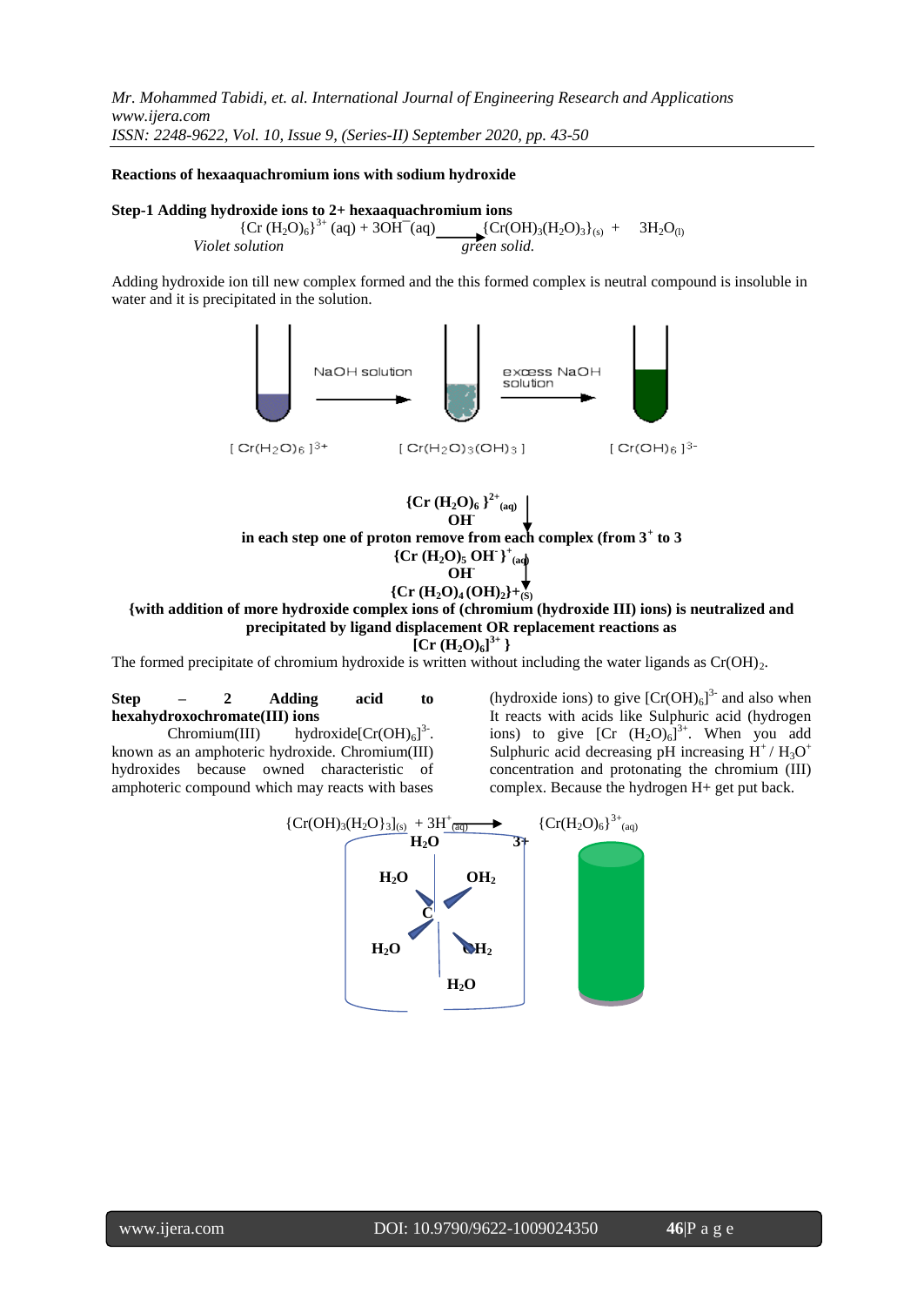**Reactions of hexaaquachromium ions with sodium hydroxide**

**Step-1 Adding hydroxide ions to 2+ hexaaquachromium ions**

$$\{Cr(H_2O)_6\}^{3+}(aq) + 3OH^-(aq) \longrightarrow \{Cr(OH)_3(H_2O)_3\}_{(s)} + 3H_2O_{(l)}$$

*Violet solution* *green solid.*

Adding hydroxide ion till new complex formed and the this formed complex is neutral compound is insoluble in water and it is precipitated in the solution.

NaOH solution excess NaOH solution

$[Cr(H_2O)_6]^{3+}$ $[Cr(H_2O)_3(OH)_3]$ $[Cr(OH)_6]^{3-}$

$\{Cr(H_2O)_6\}^{2+}{}_{(aq)}$

$OH^-$

**in each step one of proton remove from each complex (from $3^+$ to 3**

$\{Cr(H_2O)_5\,OH^-\}^+{}_{(aq)}$

$OH^-$

$\{Cr(H_2O)_4(OH)_2\}+_{(S)}$

**{with addition of more hydroxide complex ions of (chromium (hydroxide III) ions) is neutralized and precipitated by ligand displacement OR replacement reactions as**

**$[Cr(H_2O)_6]^{3+}$ }**

The formed precipitate of chromium hydroxide is written without including the water ligands as $Cr(OH)_2$.

**Step – 2 Adding acid to hexahydroxochromate(III) ions**

Chromium(III) hydroxide$[Cr(OH)_6]^{3-}$. known as an amphoteric hydroxide. Chromium(III) hydroxides because owned characteristic of amphoteric compound which may reacts with bases (hydroxide ions) to give $[Cr(OH)_6]^{3-}$ and also when It reacts with acids like Sulphuric acid (hydrogen ions) to give $[Cr(H_2O)_6]^{3+}$. When you add Sulphuric acid decreasing pH increasing $H^+$ / $H_3O^+$ concentration and protonating the chromium (III) complex. Because the hydrogen H+ get put back.

$$\{Cr(OH)_3(H_2O)_3\}_{(s)} + 3H^+_{(aq)} \longrightarrow \{Cr(H_2O)_6\}^{3+}{}_{(aq)}$$

$H_2O$ $3+$

$H_2O$ $OH_2$

C

$H_2O$ $OH_2$

$H_2O$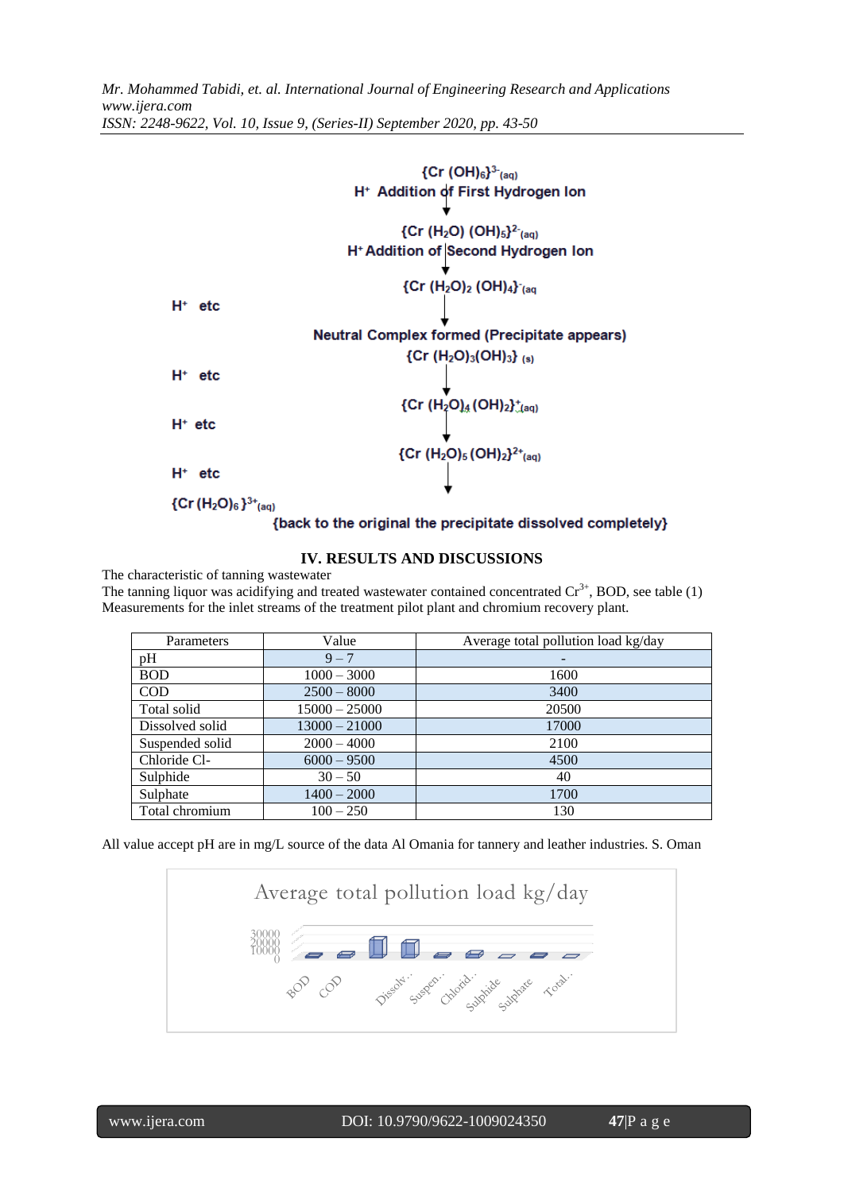$\{Cr(OH)_6\}^{3-}_{(aq)}$

$H^+$ Addition of First Hydrogen Ion

↓

$\{Cr(H_2O)(OH)_5\}^{2-}_{(aq)}$

$H^+$ Addition of Second Hydrogen Ion

↓

$\{Cr(H_2O)_2(OH)_4\}^{-}_{(aq)}$

$H^+$ etc

↓

Neutral Complex formed (Precipitate appears)

$\{Cr(H_2O)_3(OH)_3\}_{(s)}$

$H^+$ etc

↓

$\{Cr(H_2O)_4(OH)_2\}^{+}_{(aq)}$

$H^+$ etc

↓

$\{Cr(H_2O)_5(OH)_2\}^{2+}_{(aq)}$

$H^+$ etc

↓

$\{Cr(H_2O)_6\}^{3+}_{(aq)}$

{back to the original the precipitate dissolved completely}

## IV. RESULTS AND DISCUSSIONS

The characteristic of tanning wastewater

The tanning liquor was acidifying and treated wastewater contained concentrated $Cr^{3+}$, BOD, see table (1) Measurements for the inlet streams of the treatment pilot plant and chromium recovery plant.

| Parameters | Value | Average total pollution load kg/day |
|---|---|---|
| pH | 9 – 7 | - |
| BOD | 1000 – 3000 | 1600 |
| COD | 2500 – 8000 | 3400 |
| Total solid | 15000 – 25000 | 20500 |
| Dissolved solid | 13000 – 21000 | 17000 |
| Suspended solid | 2000 – 4000 | 2100 |
| Chloride Cl- | 6000 – 9500 | 4500 |
| Sulphide | 30 – 50 | 40 |
| Sulphate | 1400 – 2000 | 1700 |
| Total chromium | 100 – 250 | 130 |

All value accept pH are in mg/L source of the data Al Omania for tannery and leather industries. S. Oman

Average total pollution load kg/day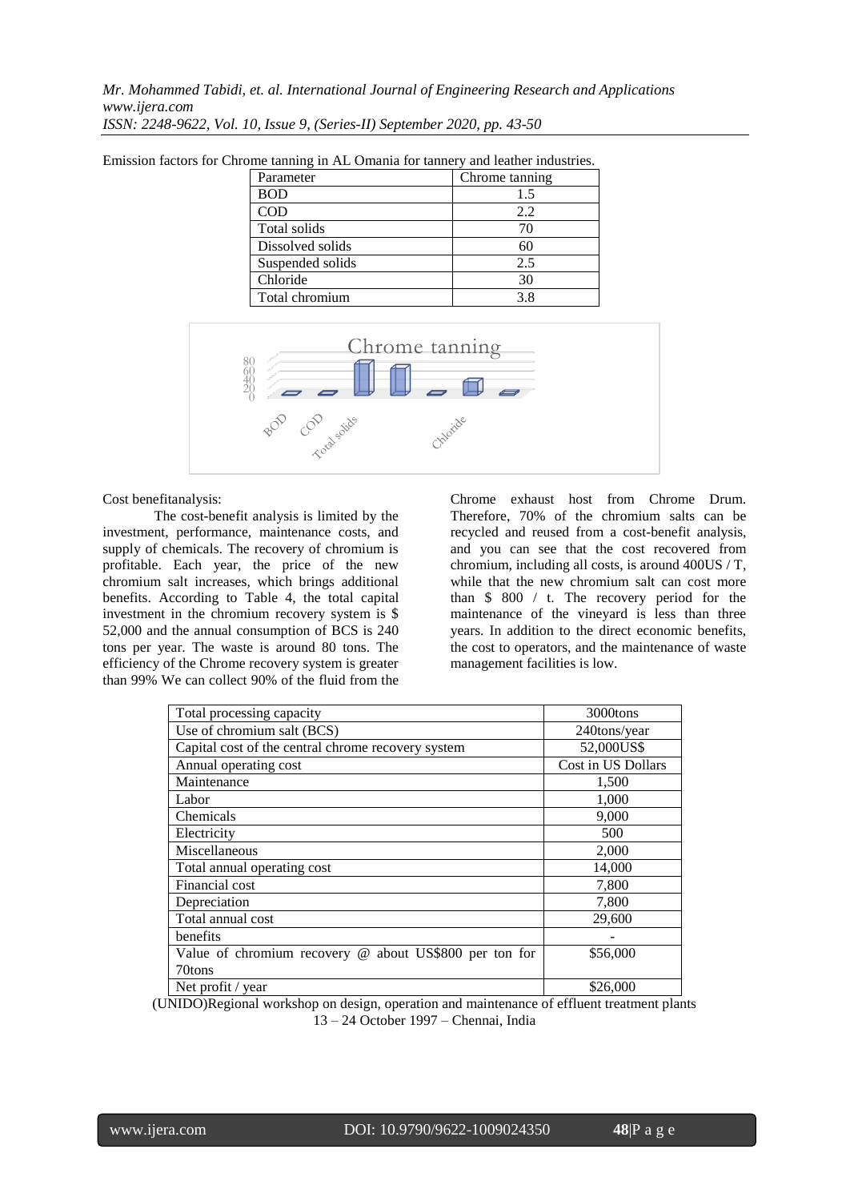Emission factors for Chrome tanning in AL Omania for tannery and leather industries.

| Parameter | Chrome tanning |
|---|---|
| BOD | 1.5 |
| COD | 2.2 |
| Total solids | 70 |
| Dissolved solids | 60 |
| Suspended solids | 2.5 |
| Chloride | 30 |
| Total chromium | 3.8 |

Cost benefitanalysis:

The cost-benefit analysis is limited by the investment, performance, maintenance costs, and supply of chemicals. The recovery of chromium is profitable. Each year, the price of the new chromium salt increases, which brings additional benefits. According to Table 4, the total capital investment in the chromium recovery system is $ 52,000 and the annual consumption of BCS is 240 tons per year. The waste is around 80 tons. The efficiency of the Chrome recovery system is greater than 99% We can collect 90% of the fluid from the Chrome exhaust host from Chrome Drum. Therefore, 70% of the chromium salts can be recycled and reused from a cost-benefit analysis, and you can see that the cost recovered from chromium, including all costs, is around 400US / T, while that the new chromium salt can cost more than $ 800 / t. The recovery period for the maintenance of the vineyard is less than three years. In addition to the direct economic benefits, the cost to operators, and the maintenance of waste management facilities is low.

| Total processing capacity | 3000tons |
|---|---|
| Use of chromium salt (BCS) | 240tons/year |
| Capital cost of the central chrome recovery system | 52,000US$ |
| Annual operating cost | Cost in US Dollars |
| Maintenance | 1,500 |
| Labor | 1,000 |
| Chemicals | 9,000 |
| Electricity | 500 |
| Miscellaneous | 2,000 |
| Total annual operating cost | 14,000 |
| Financial cost | 7,800 |
| Depreciation | 7,800 |
| Total annual cost | 29,600 |
| benefits | - |
| Value of chromium recovery @ about US$800 per ton for 70tons | $56,000 |
| Net profit / year | $26,000 |

(UNIDO)Regional workshop on design, operation and maintenance of effluent treatment plants 13 – 24 October 1997 – Chennai, India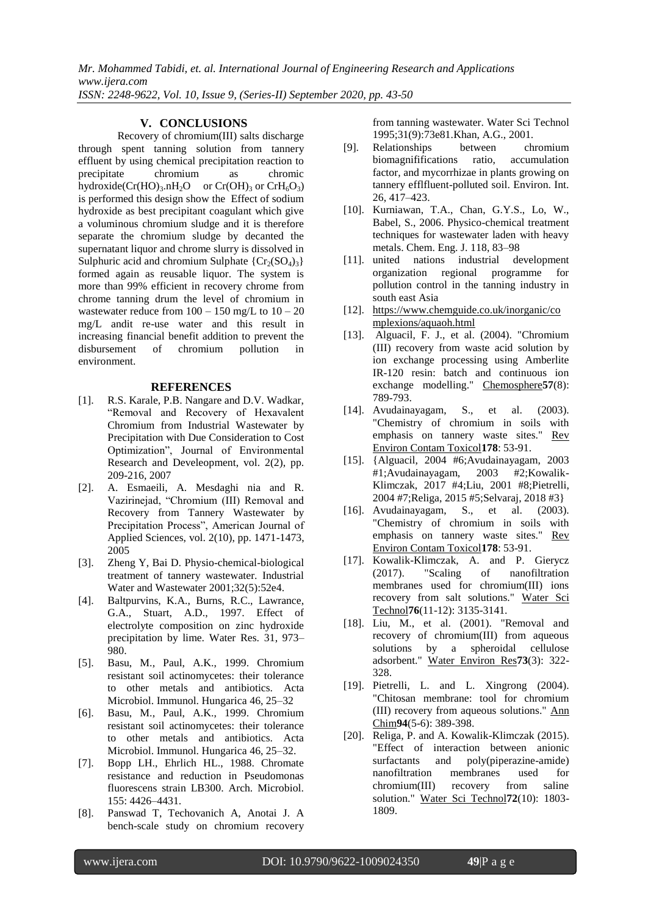## V. CONCLUSIONS

Recovery of chromium(III) salts discharge through spent tanning solution from tannery effluent by using chemical precipitation reaction to precipitate chromium as chromic hydroxide($Cr(HO)_3.nH_2O$ or $Cr(OH)_3$ or $CrH_6O_3$) is performed this design show the Effect of sodium hydroxide as best precipitant coagulant which give a voluminous chromium sludge and it is therefore separate the chromium sludge by decanted the supernatant liquor and chrome slurry is dissolved in Sulphuric acid and chromium Sulphate $\{Cr_2(SO_4)_3\}$ formed again as reusable liquor. The system is more than 99% efficient in recovery chrome from chrome tanning drum the level of chromium in wastewater reduce from 100 – 150 mg/L to 10 – 20 mg/L andit re-use water and this result in increasing financial benefit addition to prevent the disbursement of chromium pollution in environment.

## REFERENCES

[1]. R.S. Karale, P.B. Nangare and D.V. Wadkar, "Removal and Recovery of Hexavalent Chromium from Industrial Wastewater by Precipitation with Due Consideration to Cost Optimization", Journal of Environmental Research and Develeopment, vol. 2(2), pp. 209-216, 2007

[2]. A. Esmaeili, A. Mesdaghi nia and R. Vazirinejad, "Chromium (III) Removal and Recovery from Tannery Wastewater by Precipitation Process", American Journal of Applied Sciences, vol. 2(10), pp. 1471-1473, 2005

[3]. Zheng Y, Bai D. Physio-chemical-biological treatment of tannery wastewater. Industrial Water and Wastewater 2001;32(5):52e4.

[4]. Baltpurvins, K.A., Burns, R.C., Lawrance, G.A., Stuart, A.D., 1997. Effect of electrolyte composition on zinc hydroxide precipitation by lime. Water Res. 31, 973–980.

[5]. Basu, M., Paul, A.K., 1999. Chromium resistant soil actinomycetes: their tolerance to other metals and antibiotics. Acta Microbiol. Immunol. Hungarica 46, 25–32

[6]. Basu, M., Paul, A.K., 1999. Chromium resistant soil actinomycetes: their tolerance to other metals and antibiotics. Acta Microbiol. Immunol. Hungarica 46, 25–32.

[7]. Bopp LH., Ehrlich HL., 1988. Chromate resistance and reduction in Pseudomonas fluorescens strain LB300. Arch. Microbiol. 155: 4426–4431.

[8]. Panswad T, Techovanich A, Anotai J. A bench-scale study on chromium recovery from tanning wastewater. Water Sci Technol 1995;31(9):73e81.Khan, A.G., 2001.

[9]. Relationships between chromium biomagnifications ratio, accumulation factor, and mycorrhizae in plants growing on tannery efflfluent-polluted soil. Environ. Int. 26, 417–423.

[10]. Kurniawan, T.A., Chan, G.Y.S., Lo, W., Babel, S., 2006. Physico-chemical treatment techniques for wastewater laden with heavy metals. Chem. Eng. J. 118, 83–98

[11]. united nations industrial development organization regional programme for pollution control in the tanning industry in south east Asia

[12]. https://www.chemguide.co.uk/inorganic/complexions/aquaoh.html

[13]. Alguacil, F. J., et al. (2004). "Chromium (III) recovery from waste acid solution by ion exchange processing using Amberlite IR-120 resin: batch and continuous ion exchange modelling." Chemosphere**57**(8): 789-793.

[14]. Avudainayagam, S., et al. (2003). "Chemistry of chromium in soils with emphasis on tannery waste sites." Rev Environ Contam Toxicol**178**: 53-91.

[15]. {Alguacil, 2004 #6;Avudainayagam, 2003 #1;Avudainayagam, 2003 #2;Kowalik-Klimczak, 2017 #4;Liu, 2001 #8;Pietrelli, 2004 #7;Religa, 2015 #5;Selvaraj, 2018 #3}

[16]. Avudainayagam, S., et al. (2003). "Chemistry of chromium in soils with emphasis on tannery waste sites." Rev Environ Contam Toxicol**178**: 53-91.

[17]. Kowalik-Klimczak, A. and P. Gierycz (2017). "Scaling of nanofiltration membranes used for chromium(III) ions recovery from salt solutions." Water Sci Technol**76**(11-12): 3135-3141.

[18]. Liu, M., et al. (2001). "Removal and recovery of chromium(III) from aqueous solutions by a spheroidal cellulose adsorbent." Water Environ Res**73**(3): 322-328.

[19]. Pietrelli, L. and L. Xingrong (2004). "Chitosan membrane: tool for chromium (III) recovery from aqueous solutions." Ann Chim**94**(5-6): 389-398.

[20]. Religa, P. and A. Kowalik-Klimczak (2015). "Effect of interaction between anionic surfactants and poly(piperazine-amide) nanofiltration membranes used for chromium(III) recovery from saline solution." Water Sci Technol**72**(10): 1803-1809.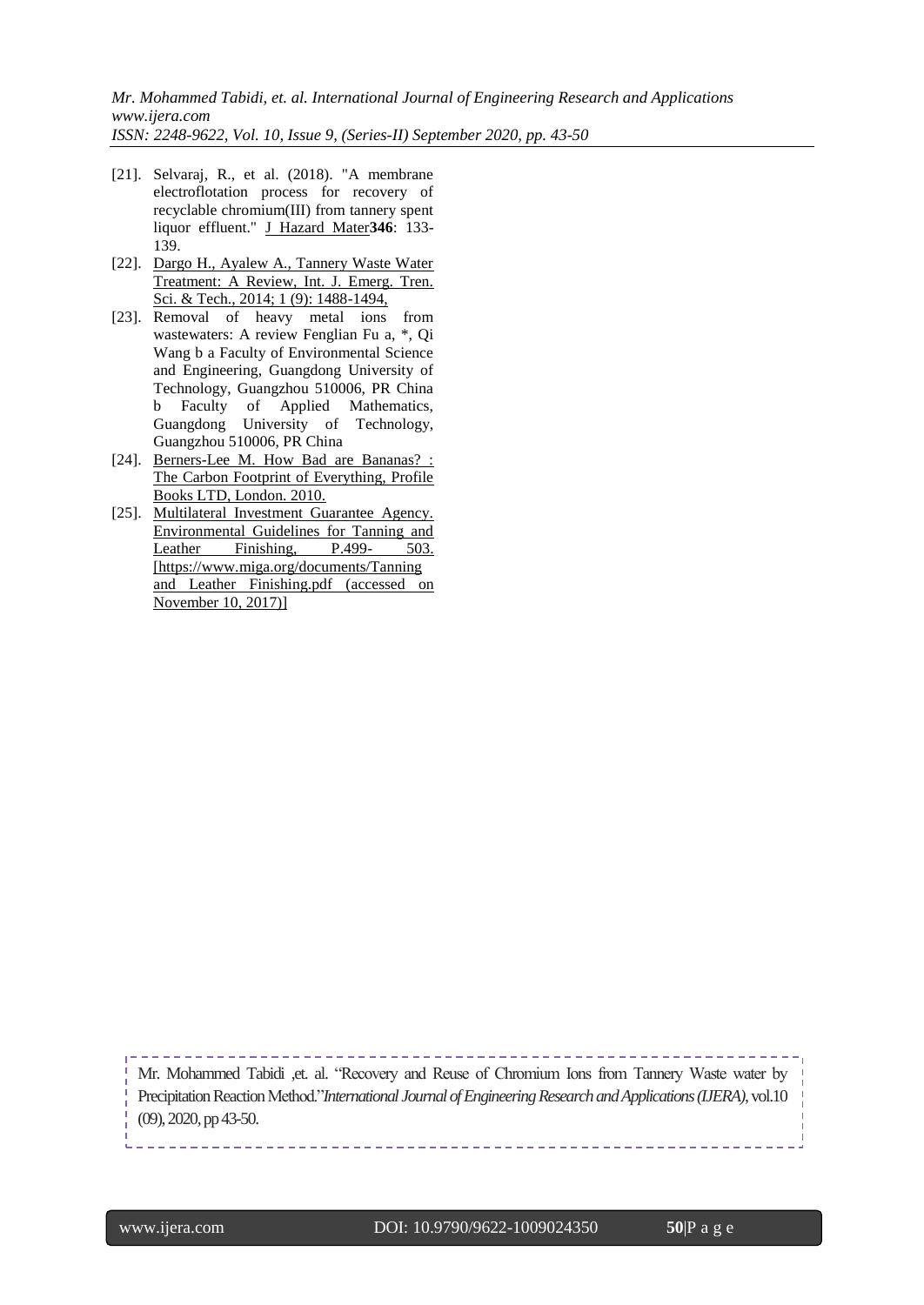[21]. Selvaraj, R., et al. (2018). "A membrane electroflotation process for recovery of recyclable chromium(III) from tannery spent liquor effluent." J Hazard Mater **346**: 133-139.

[22]. Dargo H., Ayalew A., Tannery Waste Water Treatment: A Review, Int. J. Emerg. Tren. Sci. & Tech., 2014; 1 (9): 1488-1494,

[23]. Removal of heavy metal ions from wastewaters: A review Fenglian Fu a, *, Qi Wang b a Faculty of Environmental Science and Engineering, Guangdong University of Technology, Guangzhou 510006, PR China b Faculty of Applied Mathematics, Guangdong University of Technology, Guangzhou 510006, PR China

[24]. Berners-Lee M. How Bad are Bananas? : The Carbon Footprint of Everything, Profile Books LTD, London. 2010.

[25]. Multilateral Investment Guarantee Agency. Environmental Guidelines for Tanning and Leather Finishing, P.499- 503. [https://www.miga.org/documents/Tanning and Leather Finishing.pdf (accessed on November 10, 2017)]

Mr. Mohammed Tabidi ,et. al. "Recovery and Reuse of Chromium Ions from Tannery Waste water by Precipitation Reaction Method." *International Journal of Engineering Research and Applications (IJERA)*, vol.10 (09), 2020, pp 43-50.